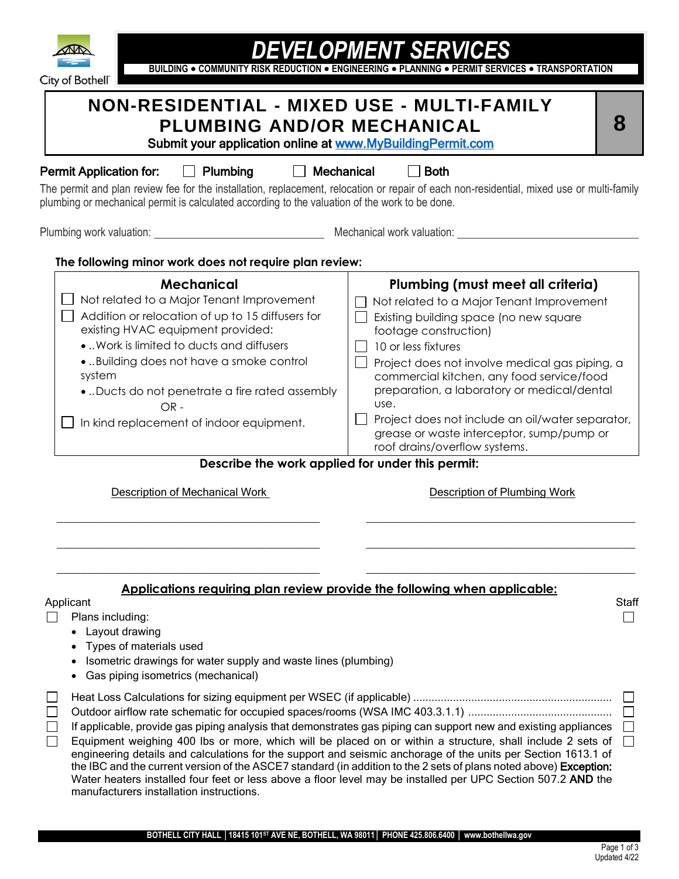City of Bothell

# DEVELOPMENT SERVICES

BUILDING • COMMUNITY RISK REDUCTION • ENGINEERING • PLANNING • PERMIT SERVICES • TRANSPORTATION

## NON-RESIDENTIAL - MIXED USE - MULTI-FAMILY PLUMBING AND/OR MECHANICAL

**8**

**Submit your application online at [www.MyBuildingPermit.com](http://www.MyBuildingPermit.com)**

**Permit Application for:** ☐ Plumbing ☐ Mechanical ☐ Both

The permit and plan review fee for the installation, replacement, relocation or repair of each non-residential, mixed use or multi-family plumbing or mechanical permit is calculated according to the valuation of the work to be done.

Plumbing work valuation: ______________________ Mechanical work valuation: ______________________

**The following minor work does not require plan review:**

| **Mechanical** | **Plumbing (must meet all criteria)** |
|---|---|
| ☐ Not related to a Major Tenant Improvement<br>☐ Addition or relocation of up to 15 diffusers for existing HVAC equipment provided:<br>• ..Work is limited to ducts and diffusers<br>• ..Building does not have a smoke control system<br>• ..Ducts do not penetrate a fire rated assembly<br>- OR -<br>☐ In kind replacement of indoor equipment. | ☐ Not related to a Major Tenant Improvement<br>☐ Existing building space (no new square footage construction)<br>☐ 10 or less fixtures<br>☐ Project does not involve medical gas piping, a commercial kitchen, any food service/food preparation, a laboratory or medical/dental use.<br>☐ Project does not include an oil/water separator, grease or waste interceptor, sump/pump or roof drains/overflow systems. |

**Describe the work applied for under this permit:**

Description of Mechanical Work

______________________________________

______________________________________

______________________________________

Description of Plumbing Work

______________________________________

______________________________________

______________________________________

### Applications requiring plan review provide the following when applicable:

Applicant / Staff

☐ Plans including: ☐
- Layout drawing
- Types of materials used
- Isometric drawings for water supply and waste lines (plumbing)
- Gas piping isometrics (mechanical)

☐ Heat Loss Calculations for sizing equipment per WSEC (if applicable) ................ ☐

☐ Outdoor airflow rate schematic for occupied spaces/rooms (WSA IMC 403.3.1.1) ................ ☐

☐ If applicable, provide gas piping analysis that demonstrates gas piping can support new and existing appliances ☐

☐ Equipment weighing 400 lbs or more, which will be placed on or within a structure, shall include 2 sets of engineering details and calculations for the support and seismic anchorage of the units per Section 1613.1 of the IBC and the current version of the ASCE7 standard (in addition to the 2 sets of plans noted above) **Exception:** Water heaters installed four feet or less above a floor level may be installed per UPC Section 507.2 **AND** the manufacturers installation instructions. ☐

BOTHELL CITY HALL | 18415 101ST AVE NE, BOTHELL, WA 98011 | PHONE 425.806.6400 | www.bothellwa.gov

Updated 4/22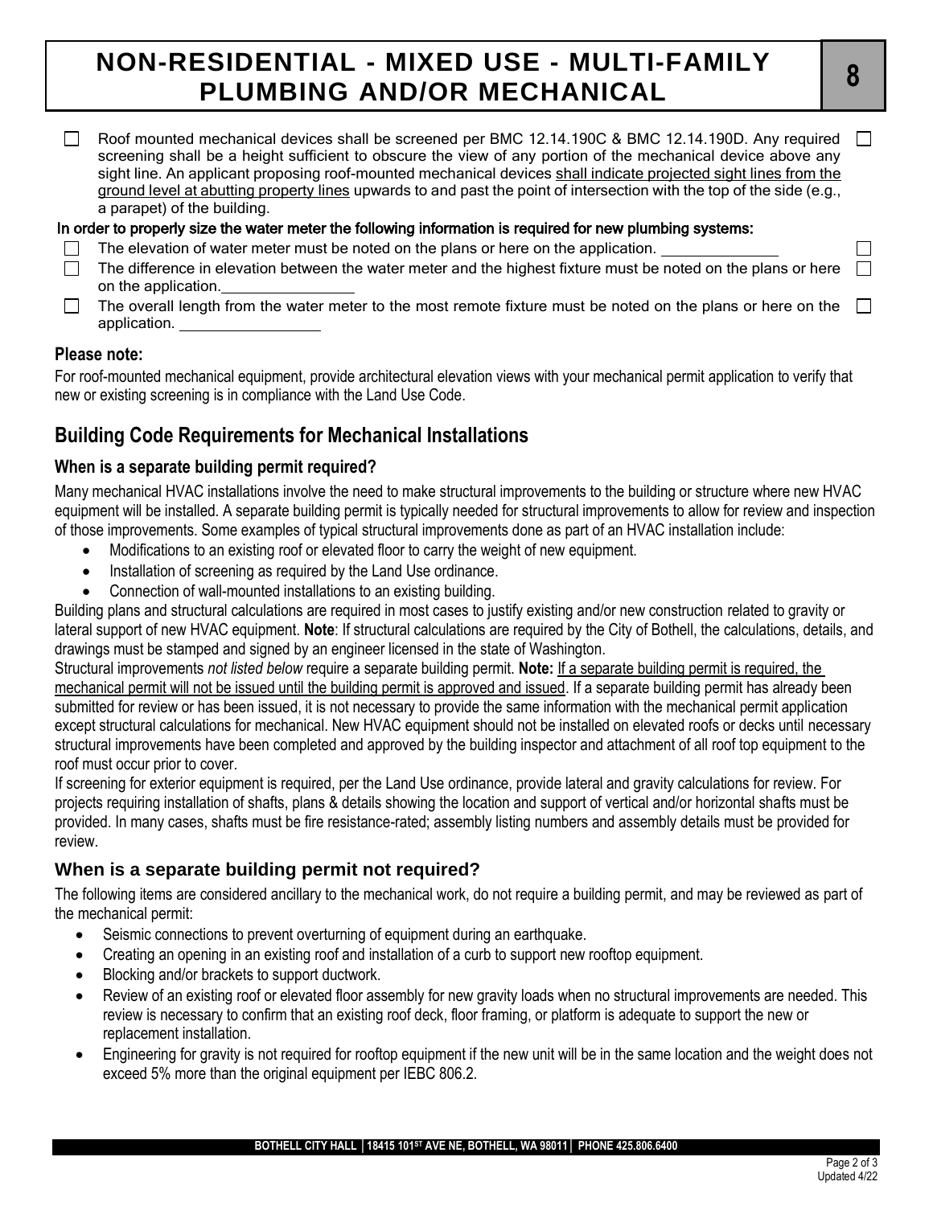# NON-RESIDENTIAL - MIXED USE - MULTI-FAMILY PLUMBING AND/OR MECHANICAL

8

- ☐ Roof mounted mechanical devices shall be screened per BMC 12.14.190C & BMC 12.14.190D. Any required screening shall be a height sufficient to obscure the view of any portion of the mechanical device above any sight line. An applicant proposing roof-mounted mechanical devices shall indicate projected sight lines from the ground level at abutting property lines upwards to and past the point of intersection with the top of the side (e.g., a parapet) of the building. ☐

**In order to properly size the water meter the following information is required for new plumbing systems:**

- ☐ The elevation of water meter must be noted on the plans or here on the application. ______________ ☐
- ☐ The difference in elevation between the water meter and the highest fixture must be noted on the plans or here on the application. ________________ ☐
- ☐ The overall length from the water meter to the most remote fixture must be noted on the plans or here on the application. _________________ ☐

### Please note:

For roof-mounted mechanical equipment, provide architectural elevation views with your mechanical permit application to verify that new or existing screening is in compliance with the Land Use Code.

## Building Code Requirements for Mechanical Installations

### When is a separate building permit required?

Many mechanical HVAC installations involve the need to make structural improvements to the building or structure where new HVAC equipment will be installed. A separate building permit is typically needed for structural improvements to allow for review and inspection of those improvements. Some examples of typical structural improvements done as part of an HVAC installation include:

- Modifications to an existing roof or elevated floor to carry the weight of new equipment.
- Installation of screening as required by the Land Use ordinance.
- Connection of wall-mounted installations to an existing building.

Building plans and structural calculations are required in most cases to justify existing and/or new construction related to gravity or lateral support of new HVAC equipment. **Note**: If structural calculations are required by the City of Bothell, the calculations, details, and drawings must be stamped and signed by an engineer licensed in the state of Washington.

Structural improvements *not listed below* require a separate building permit. **Note:** If a separate building permit is required, the mechanical permit will not be issued until the building permit is approved and issued. If a separate building permit has already been submitted for review or has been issued, it is not necessary to provide the same information with the mechanical permit application except structural calculations for mechanical. New HVAC equipment should not be installed on elevated roofs or decks until necessary structural improvements have been completed and approved by the building inspector and attachment of all roof top equipment to the roof must occur prior to cover.

If screening for exterior equipment is required, per the Land Use ordinance, provide lateral and gravity calculations for review. For projects requiring installation of shafts, plans & details showing the location and support of vertical and/or horizontal shafts must be provided. In many cases, shafts must be fire resistance-rated; assembly listing numbers and assembly details must be provided for review.

### When is a separate building permit not required?

The following items are considered ancillary to the mechanical work, do not require a building permit, and may be reviewed as part of the mechanical permit:

- Seismic connections to prevent overturning of equipment during an earthquake.
- Creating an opening in an existing roof and installation of a curb to support new rooftop equipment.
- Blocking and/or brackets to support ductwork.
- Review of an existing roof or elevated floor assembly for new gravity loads when no structural improvements are needed. This review is necessary to confirm that an existing roof deck, floor framing, or platform is adequate to support the new or replacement installation.
- Engineering for gravity is not required for rooftop equipment if the new unit will be in the same location and the weight does not exceed 5% more than the original equipment per IEBC 806.2.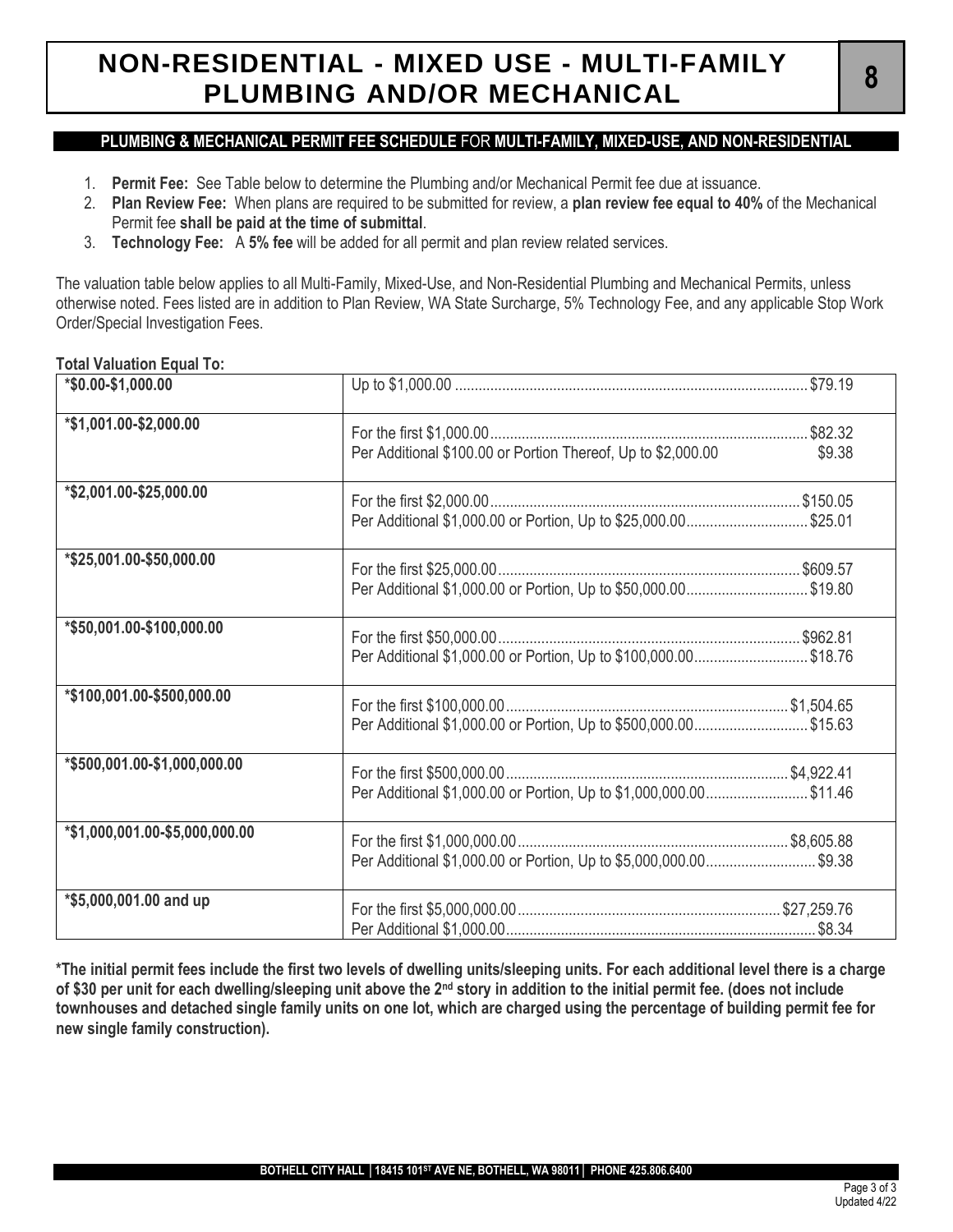# NON-RESIDENTIAL - MIXED USE - MULTI-FAMILY PLUMBING AND/OR MECHANICAL

8

## PLUMBING & MECHANICAL PERMIT FEE SCHEDULE FOR MULTI-FAMILY, MIXED-USE, AND NON-RESIDENTIAL

1. **Permit Fee:** See Table below to determine the Plumbing and/or Mechanical Permit fee due at issuance.
2. **Plan Review Fee:** When plans are required to be submitted for review, a **plan review fee equal to 40%** of the Mechanical Permit fee **shall be paid at the time of submittal**.
3. **Technology Fee:** A **5% fee** will be added for all permit and plan review related services.

The valuation table below applies to all Multi-Family, Mixed-Use, and Non-Residential Plumbing and Mechanical Permits, unless otherwise noted. Fees listed are in addition to Plan Review, WA State Surcharge, 5% Technology Fee, and any applicable Stop Work Order/Special Investigation Fees.

**Total Valuation Equal To:**

| | |
|---|---|
| ***$0.00-$1,000.00** | Up to $1,000.00 ........ $79.19 |
| ***$1,001.00-$2,000.00** | For the first $1,000.00 ........ $82.32<br>Per Additional $100.00 or Portion Thereof, Up to $2,000.00 $9.38 |
| ***$2,001.00-$25,000.00** | For the first $2,000.00 ........ $150.05<br>Per Additional $1,000.00 or Portion, Up to $25,000.00 ........ $25.01 |
| ***$25,001.00-$50,000.00** | For the first $25,000.00 ........ $609.57<br>Per Additional $1,000.00 or Portion, Up to $50,000.00 ........ $19.80 |
| ***$50,001.00-$100,000.00** | For the first $50,000.00 ........ $962.81<br>Per Additional $1,000.00 or Portion, Up to $100,000.00 ........ $18.76 |
| ***$100,001.00-$500,000.00** | For the first $100,000.00 ........ $1,504.65<br>Per Additional $1,000.00 or Portion, Up to $500,000.00 ........ $15.63 |
| ***$500,001.00-$1,000,000.00** | For the first $500,000.00 ........ $4,922.41<br>Per Additional $1,000.00 or Portion, Up to $1,000,000.00 ........ $11.46 |
| ***$1,000,001.00-$5,000,000.00** | For the first $1,000,000.00 ........ $8,605.88<br>Per Additional $1,000.00 or Portion, Up to $5,000,000.00 ........ $9.38 |
| ***$5,000,001.00 and up** | For the first $5,000,000.00 ........ $27,259.76<br>Per Additional $1,000.00 ........ $8.34 |

***The initial permit fees include the first two levels of dwelling units/sleeping units. For each additional level there is a charge of $30 per unit for each dwelling/sleeping unit above the 2nd story in addition to the initial permit fee. (does not include townhouses and detached single family units on one lot, which are charged using the percentage of building permit fee for new single family construction).**

BOTHELL CITY HALL | 18415 101ST AVE NE, BOTHELL, WA 98011 | PHONE 425.806.6400

Updated 4/22